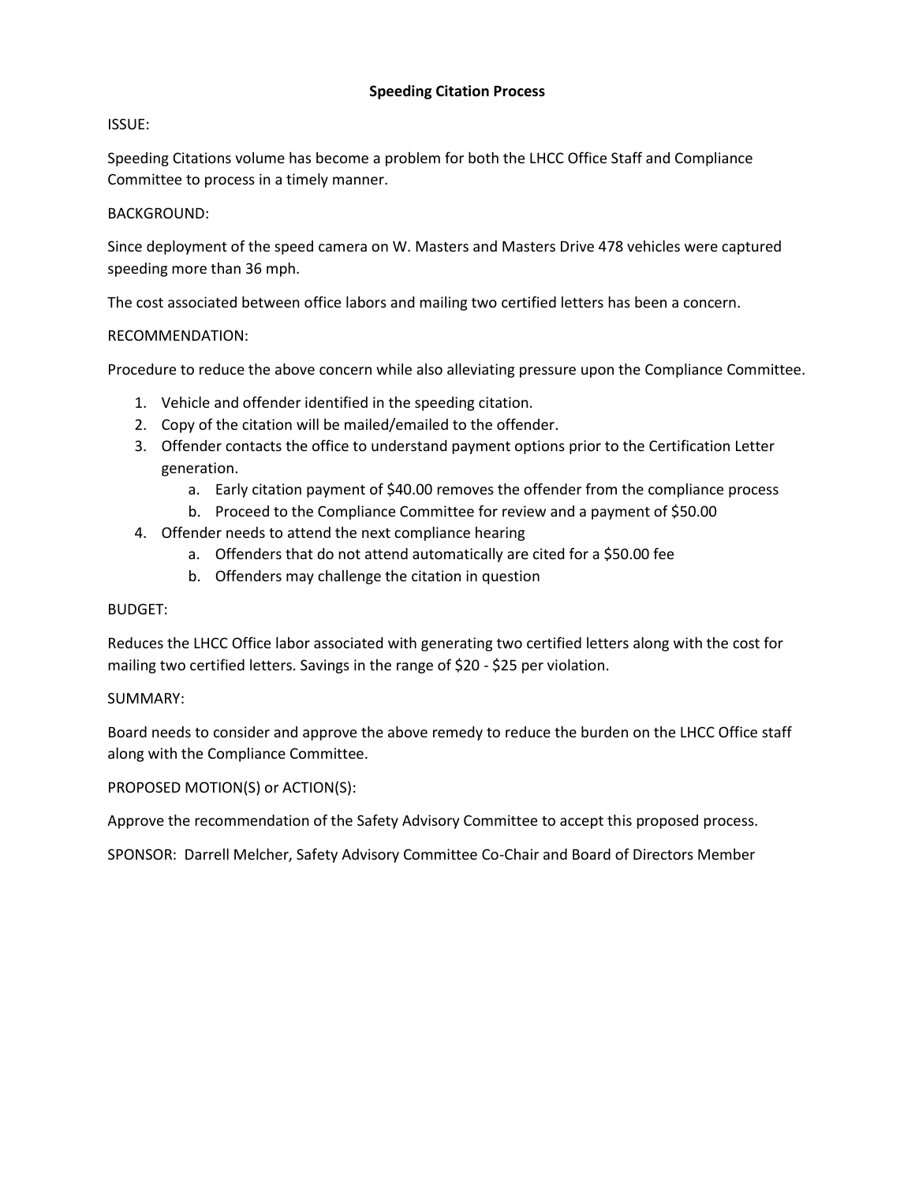# Speeding Citation Process

ISSUE:

Speeding Citations volume has become a problem for both the LHCC Office Staff and Compliance Committee to process in a timely manner.

BACKGROUND:

Since deployment of the speed camera on W. Masters and Masters Drive 478 vehicles were captured speeding more than 36 mph.

The cost associated between office labors and mailing two certified letters has been a concern.

RECOMMENDATION:

Procedure to reduce the above concern while also alleviating pressure upon the Compliance Committee.

1. Vehicle and offender identified in the speeding citation.
2. Copy of the citation will be mailed/emailed to the offender.
3. Offender contacts the office to understand payment options prior to the Certification Letter generation.
   a. Early citation payment of $40.00 removes the offender from the compliance process
   b. Proceed to the Compliance Committee for review and a payment of $50.00
4. Offender needs to attend the next compliance hearing
   a. Offenders that do not attend automatically are cited for a $50.00 fee
   b. Offenders may challenge the citation in question

BUDGET:

Reduces the LHCC Office labor associated with generating two certified letters along with the cost for mailing two certified letters. Savings in the range of $20 - $25 per violation.

SUMMARY:

Board needs to consider and approve the above remedy to reduce the burden on the LHCC Office staff along with the Compliance Committee.

PROPOSED MOTION(S) or ACTION(S):

Approve the recommendation of the Safety Advisory Committee to accept this proposed process.

SPONSOR: Darrell Melcher, Safety Advisory Committee Co-Chair and Board of Directors Member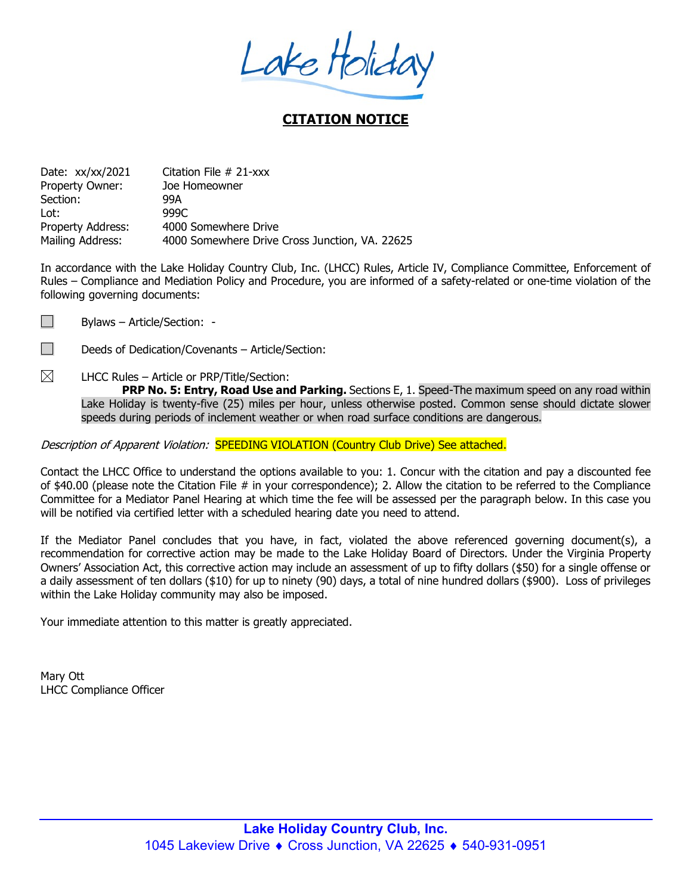Lake Holiday

# CITATION NOTICE

Date: xx/xx/2021 Citation File # 21-xxx
Property Owner: Joe Homeowner
Section: 99A
Lot: 999C
Property Address: 4000 Somewhere Drive
Mailing Address: 4000 Somewhere Drive Cross Junction, VA. 22625

In accordance with the Lake Holiday Country Club, Inc. (LHCC) Rules, Article IV, Compliance Committee, Enforcement of Rules – Compliance and Mediation Policy and Procedure, you are informed of a safety-related or one-time violation of the following governing documents:

☐ Bylaws – Article/Section: -

☐ Deeds of Dedication/Covenants – Article/Section:

☒ LHCC Rules – Article or PRP/Title/Section:
**PRP No. 5: Entry, Road Use and Parking.** Sections E, 1. Speed-The maximum speed on any road within Lake Holiday is twenty-five (25) miles per hour, unless otherwise posted. Common sense should dictate slower speeds during periods of inclement weather or when road surface conditions are dangerous.

*Description of Apparent Violation:* SPEEDING VIOLATION (Country Club Drive) See attached.

Contact the LHCC Office to understand the options available to you: 1. Concur with the citation and pay a discounted fee of $40.00 (please note the Citation File # in your correspondence); 2. Allow the citation to be referred to the Compliance Committee for a Mediator Panel Hearing at which time the fee will be assessed per the paragraph below. In this case you will be notified via certified letter with a scheduled hearing date you need to attend.

If the Mediator Panel concludes that you have, in fact, violated the above referenced governing document(s), a recommendation for corrective action may be made to the Lake Holiday Board of Directors. Under the Virginia Property Owners' Association Act, this corrective action may include an assessment of up to fifty dollars ($50) for a single offense or a daily assessment of ten dollars ($10) for up to ninety (90) days, a total of nine hundred dollars ($900). Loss of privileges within the Lake Holiday community may also be imposed.

Your immediate attention to this matter is greatly appreciated.

Mary Ott
LHCC Compliance Officer

**Lake Holiday Country Club, Inc.**
1045 Lakeview Drive ♦ Cross Junction, VA 22625 ♦ 540-931-0951